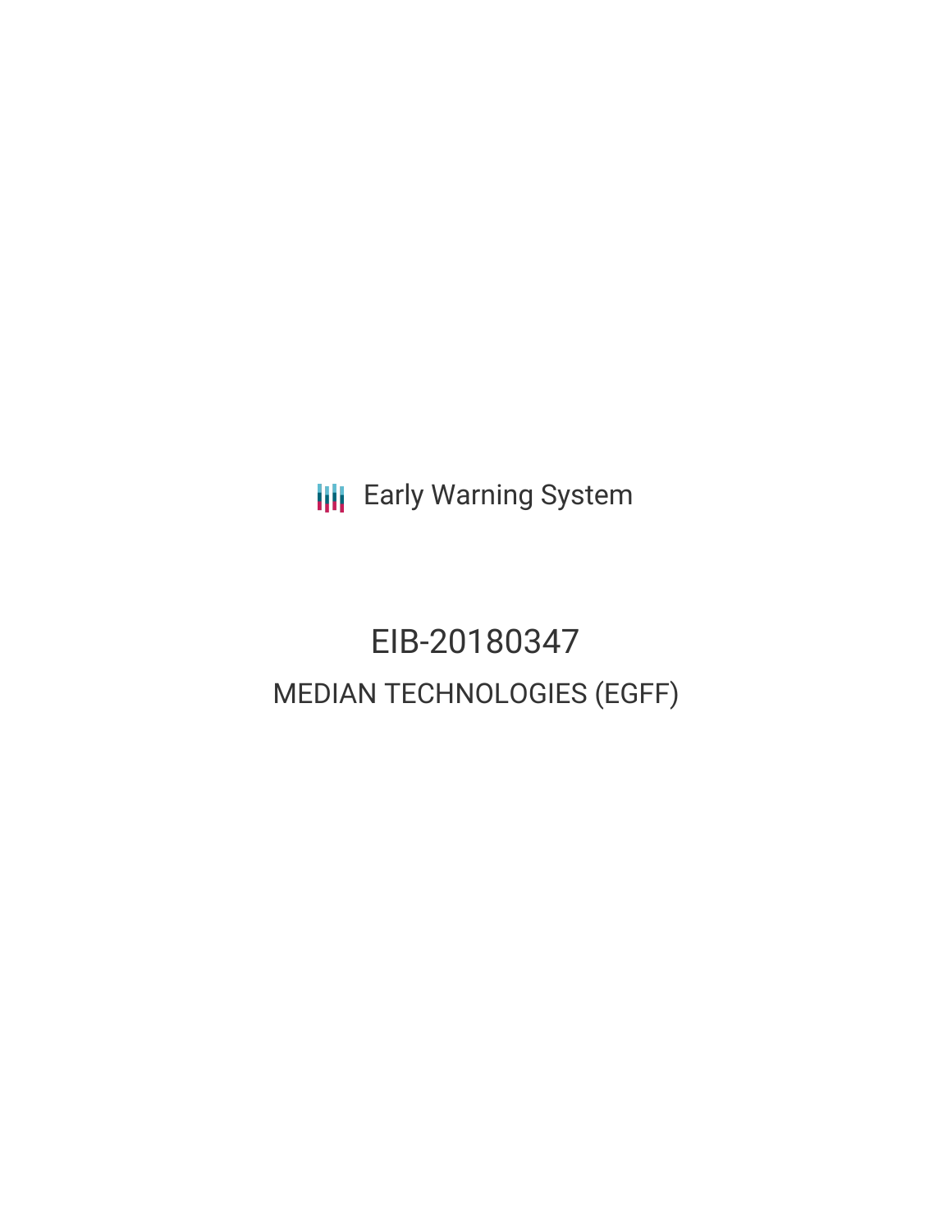Early Warning System

# EIB-20180347

## MEDIAN TECHNOLOGIES (EGFF)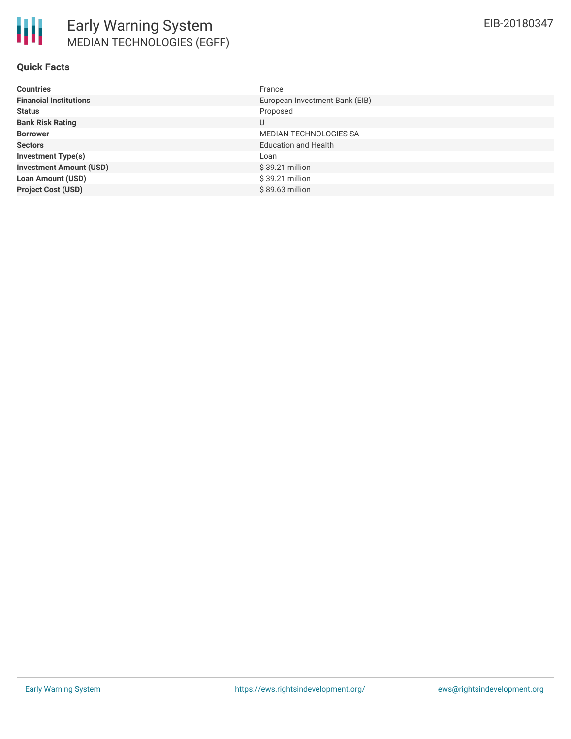# Early Warning System
## MEDIAN TECHNOLOGIES (EGFF)

EIB-20180347

### Quick Facts

| | |
|---|---|
| **Countries** | France |
| **Financial Institutions** | European Investment Bank (EIB) |
| **Status** | Proposed |
| **Bank Risk Rating** | U |
| **Borrower** | MEDIAN TECHNOLOGIES SA |
| **Sectors** | Education and Health |
| **Investment Type(s)** | Loan |
| **Investment Amount (USD)** | $ 39.21 million |
| **Loan Amount (USD)** | $ 39.21 million |
| **Project Cost (USD)** | $ 89.63 million |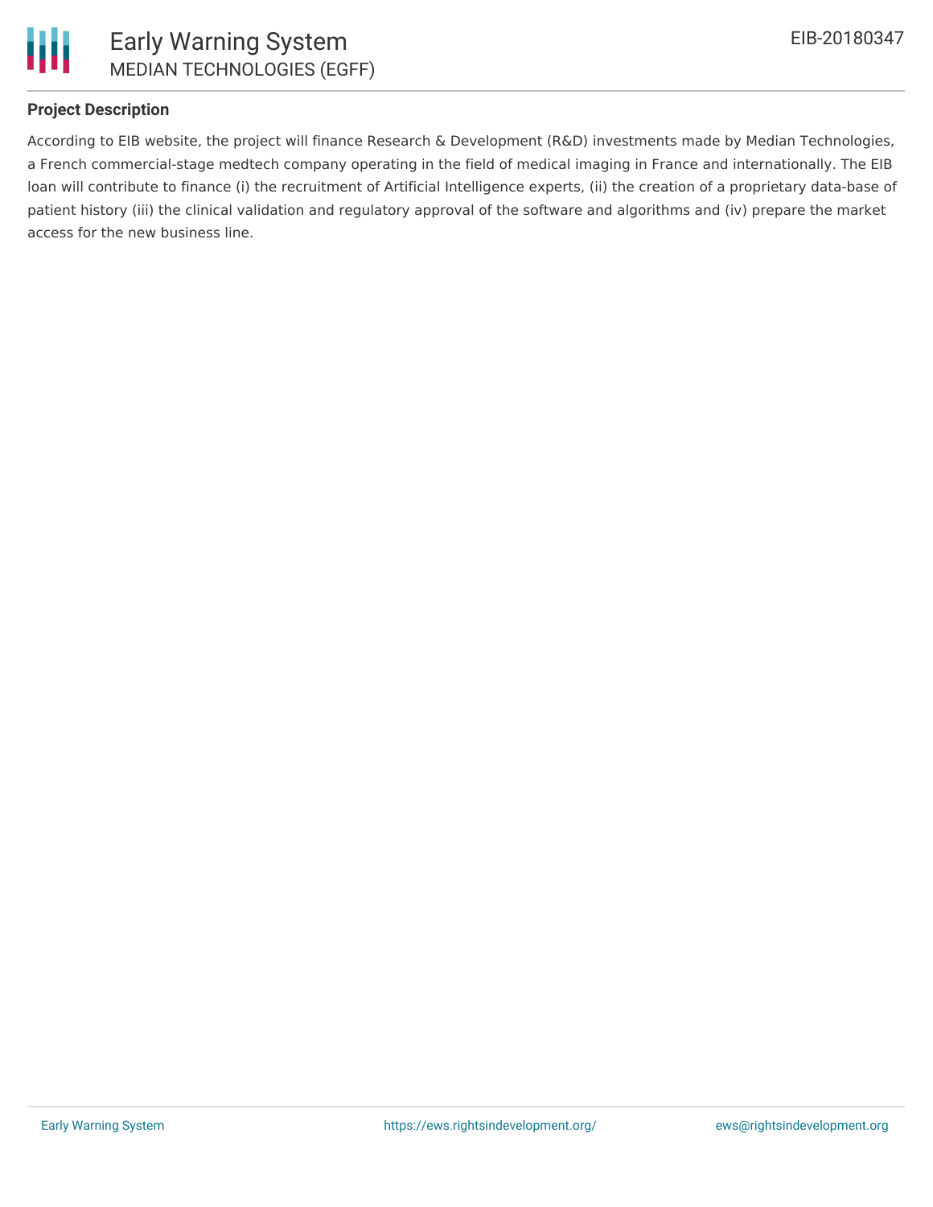## Project Description

According to EIB website, the project will finance Research & Development (R&D) investments made by Median Technologies, a French commercial-stage medtech company operating in the field of medical imaging in France and internationally. The EIB loan will contribute to finance (i) the recruitment of Artificial Intelligence experts, (ii) the creation of a proprietary data-base of patient history (iii) the clinical validation and regulatory approval of the software and algorithms and (iv) prepare the market access for the new business line.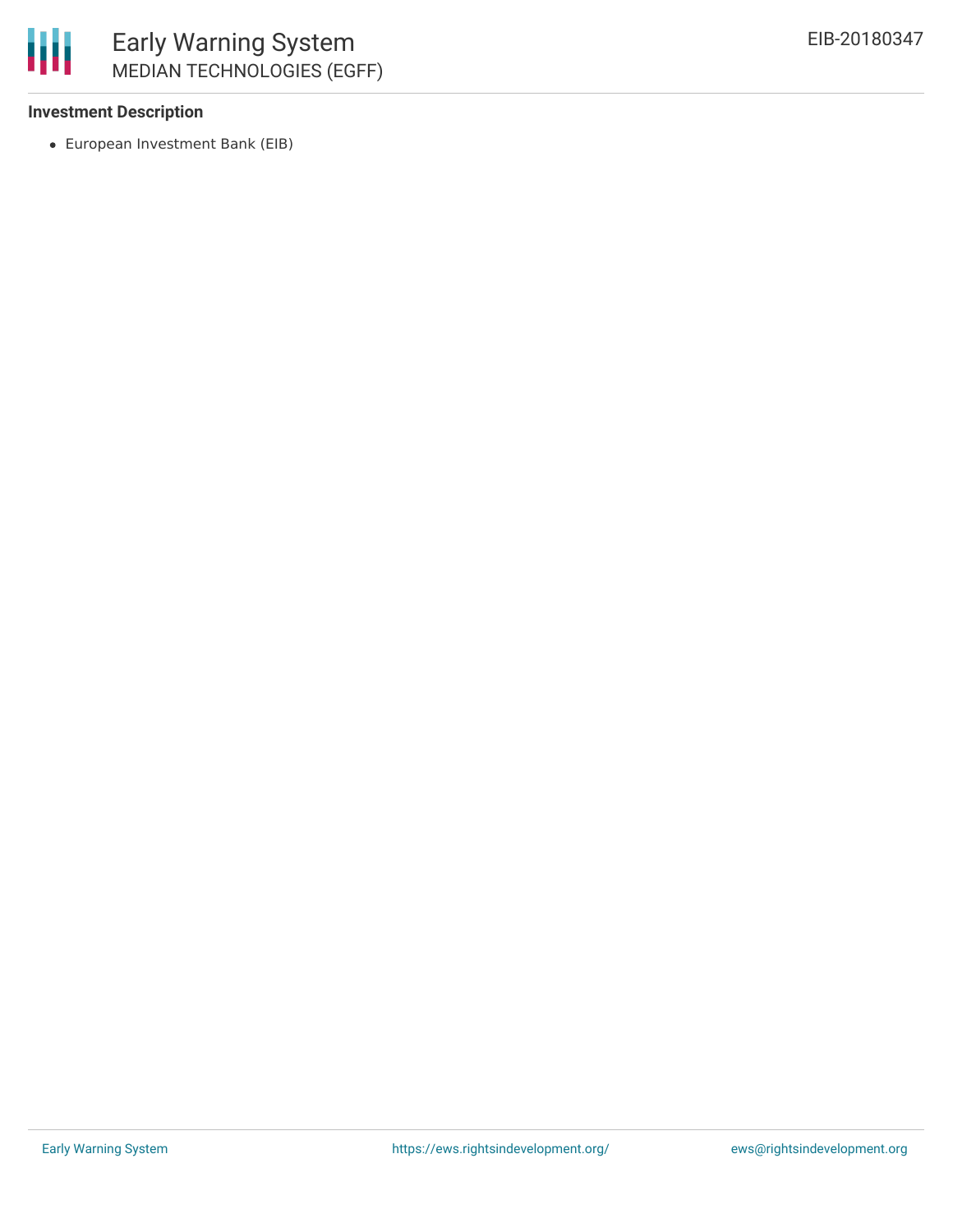### Investment Description

- European Investment Bank (EIB)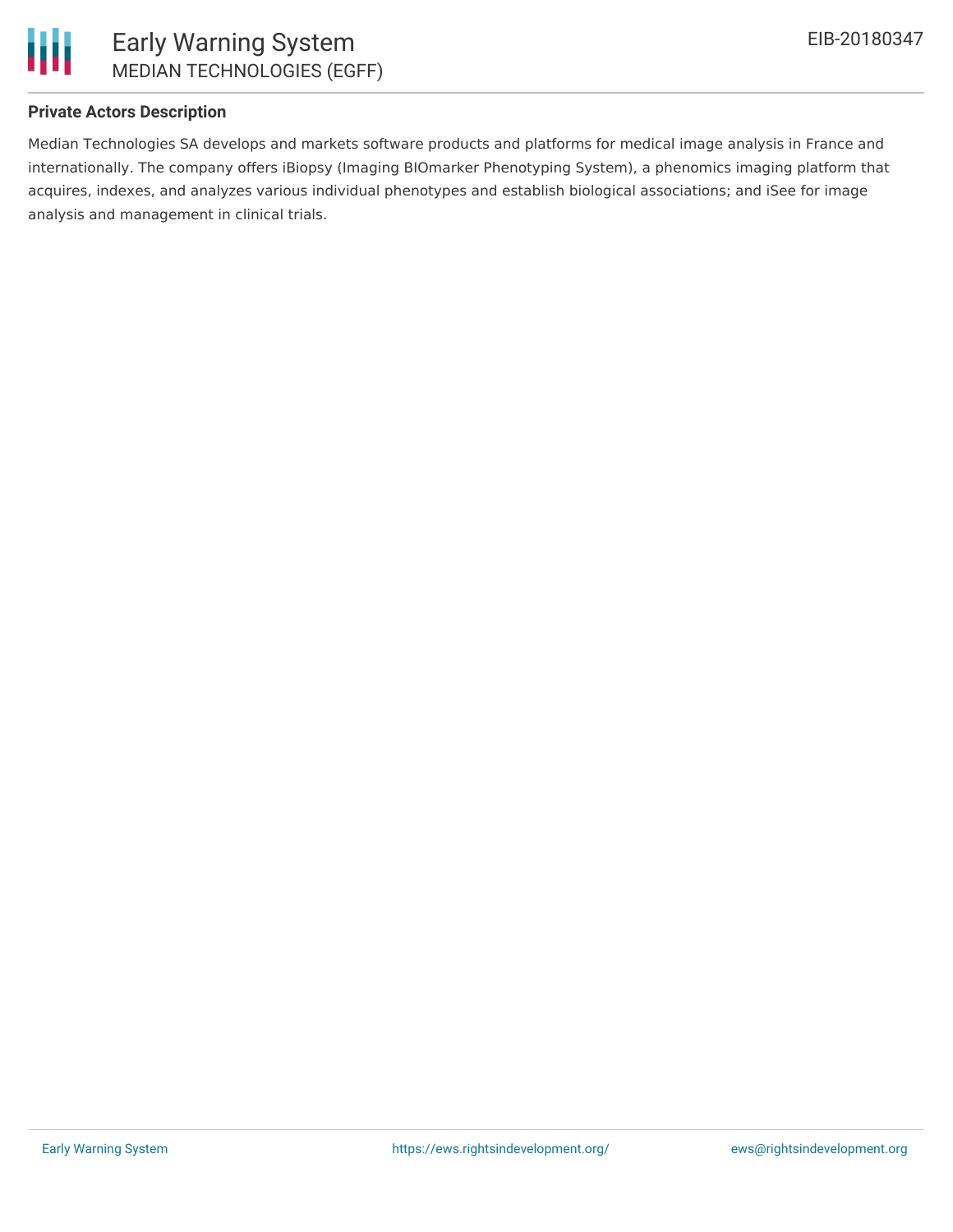**Private Actors Description**

Median Technologies SA develops and markets software products and platforms for medical image analysis in France and internationally. The company offers iBiopsy (Imaging BIOmarker Phenotyping System), a phenomics imaging platform that acquires, indexes, and analyzes various individual phenotypes and establish biological associations; and iSee for image analysis and management in clinical trials.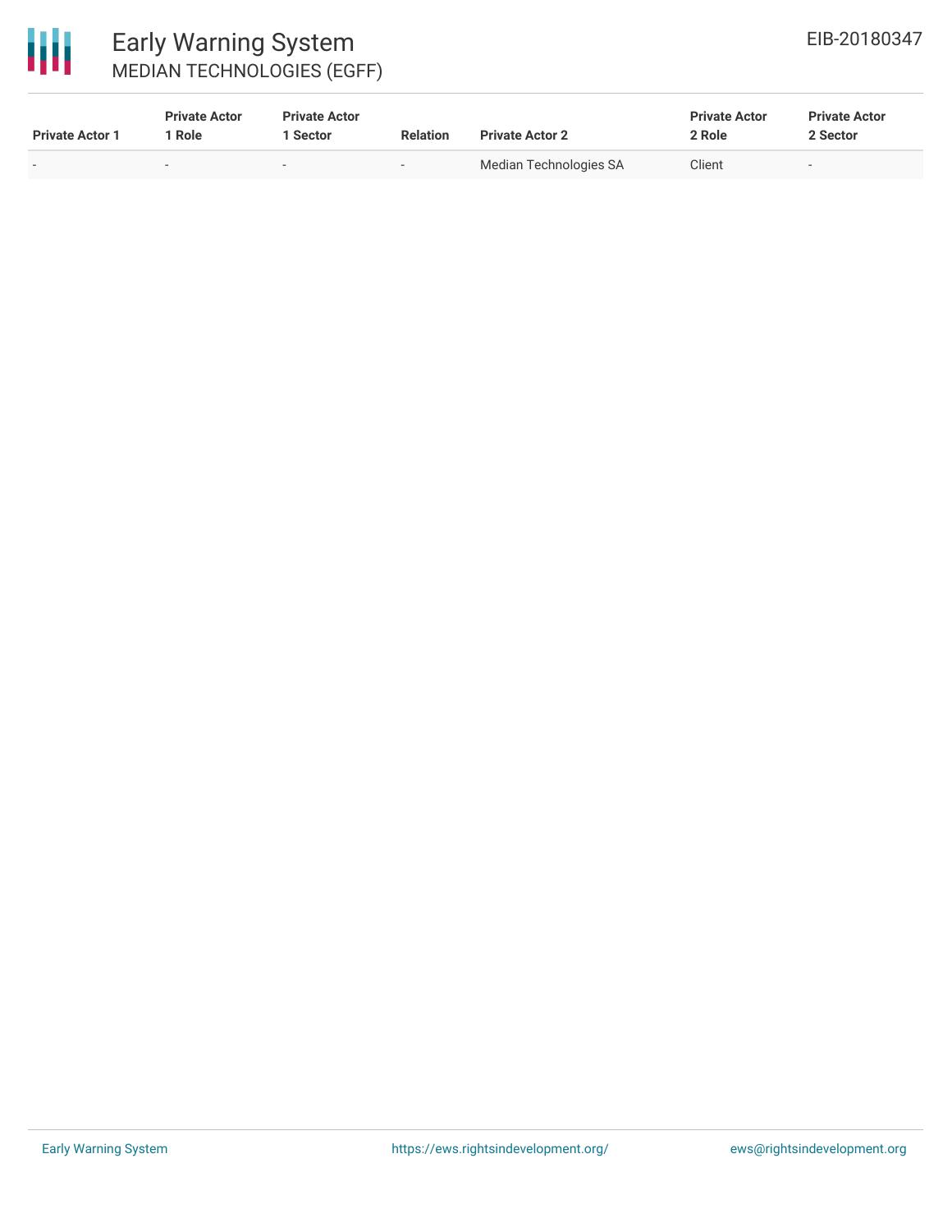| Private Actor 1 | Private Actor 1 Role | Private Actor 1 Sector | Relation | Private Actor 2 | Private Actor 2 Role | Private Actor 2 Sector |
| --- | --- | --- | --- | --- | --- | --- |
| - | - | - | - | Median Technologies SA | Client | - |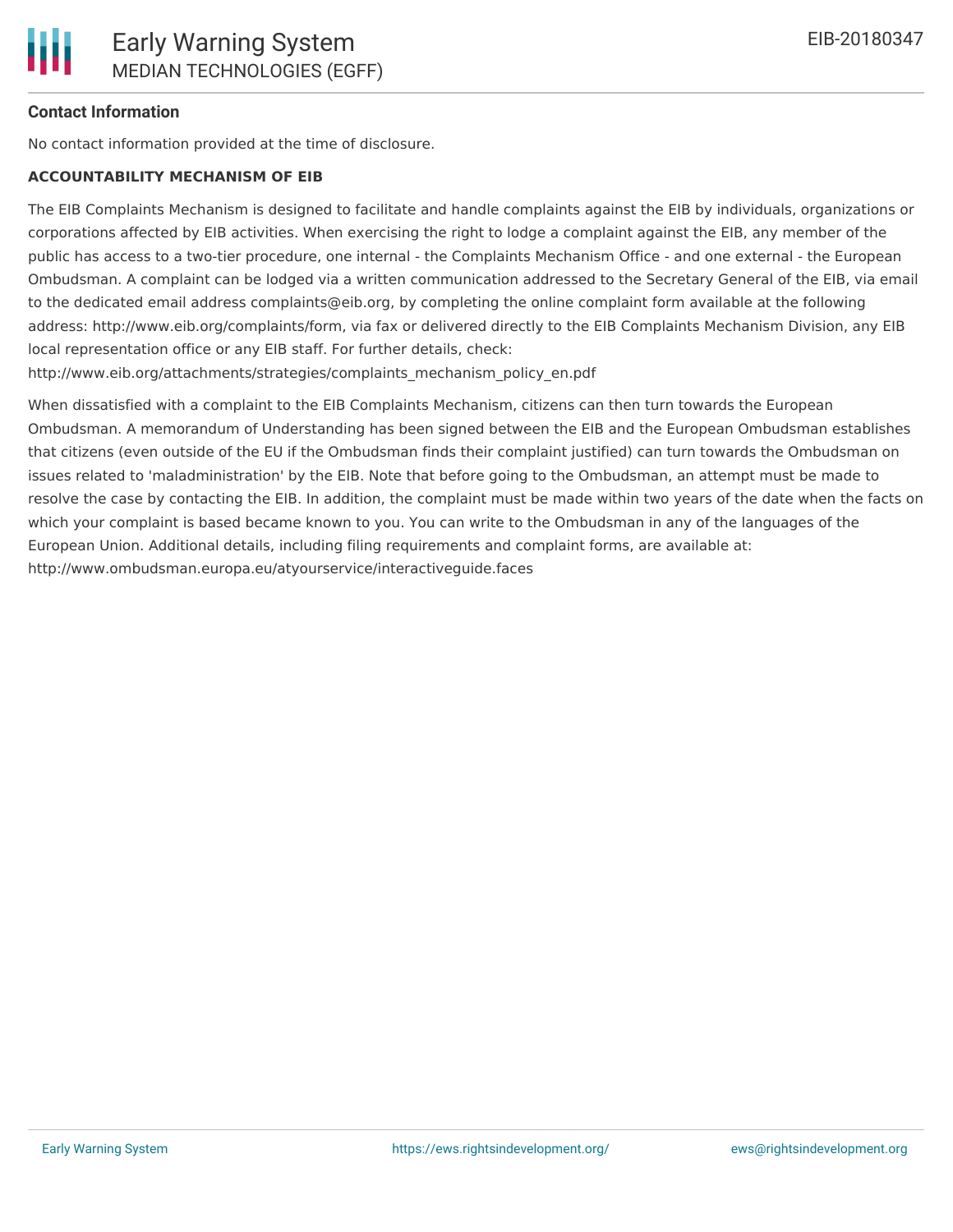### Contact Information

No contact information provided at the time of disclosure.

**ACCOUNTABILITY MECHANISM OF EIB**

The EIB Complaints Mechanism is designed to facilitate and handle complaints against the EIB by individuals, organizations or corporations affected by EIB activities. When exercising the right to lodge a complaint against the EIB, any member of the public has access to a two-tier procedure, one internal - the Complaints Mechanism Office - and one external - the European Ombudsman. A complaint can be lodged via a written communication addressed to the Secretary General of the EIB, via email to the dedicated email address complaints@eib.org, by completing the online complaint form available at the following address: http://www.eib.org/complaints/form, via fax or delivered directly to the EIB Complaints Mechanism Division, any EIB local representation office or any EIB staff. For further details, check: http://www.eib.org/attachments/strategies/complaints_mechanism_policy_en.pdf

When dissatisfied with a complaint to the EIB Complaints Mechanism, citizens can then turn towards the European Ombudsman. A memorandum of Understanding has been signed between the EIB and the European Ombudsman establishes that citizens (even outside of the EU if the Ombudsman finds their complaint justified) can turn towards the Ombudsman on issues related to 'maladministration' by the EIB. Note that before going to the Ombudsman, an attempt must be made to resolve the case by contacting the EIB. In addition, the complaint must be made within two years of the date when the facts on which your complaint is based became known to you. You can write to the Ombudsman in any of the languages of the European Union. Additional details, including filing requirements and complaint forms, are available at: http://www.ombudsman.europa.eu/atyourservice/interactiveguide.faces